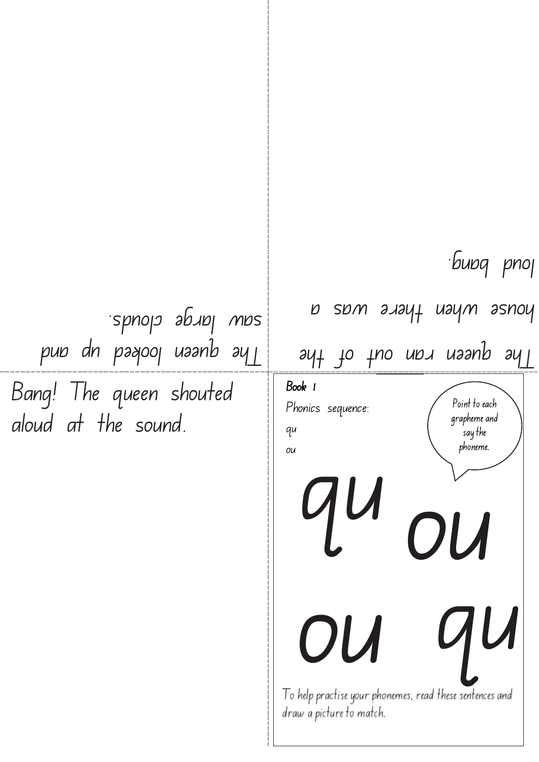The queen looked up and saw large clouds.

The queen ran out of the house when there was a loud bang.

Bang! The queen shouted aloud at the sound.

**Book 1**

Phonics sequence:

qu

ou

Point to each grapheme and say the phoneme.

# qu ou

# ou qu

To help practise your phonemes, read these sentences and draw a picture to match.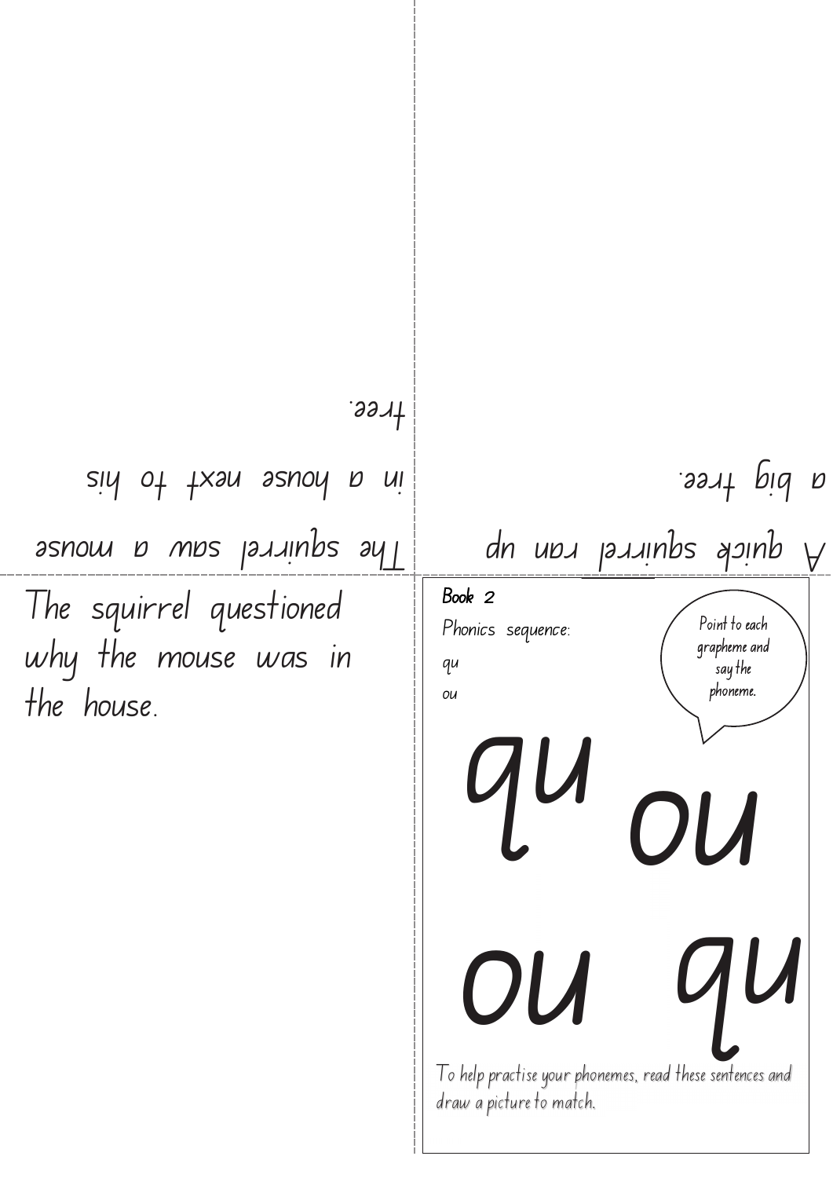The squirrel saw a mouse in a house next to his tree.

A quick squirrel ran up a big tree.

The squirrel questioned why the mouse was in the house.

**Book 2**

Phonics sequence:

qu

ou

Point to each grapheme and say the phoneme.

# qu ou

# ou qu

To help practise your phonemes, read these sentences and draw a picture to match.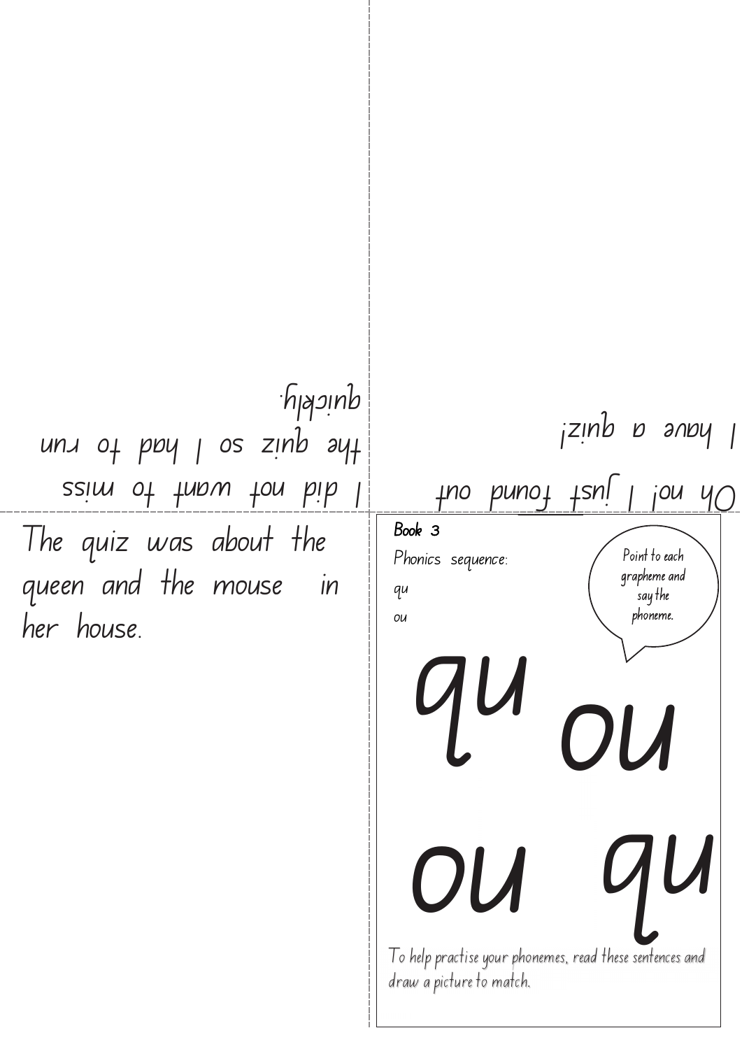Oh no! I just found out I have a quiz!

I did not want to miss the quiz so I had to run quickly.

The quiz was about the queen and the mouse in her house.

Book 3

Phonics sequence:

qu

ou

Point to each grapheme and say the phoneme.

# qu ou

# ou qu

To help practise your phonemes, read these sentences and draw a picture to match.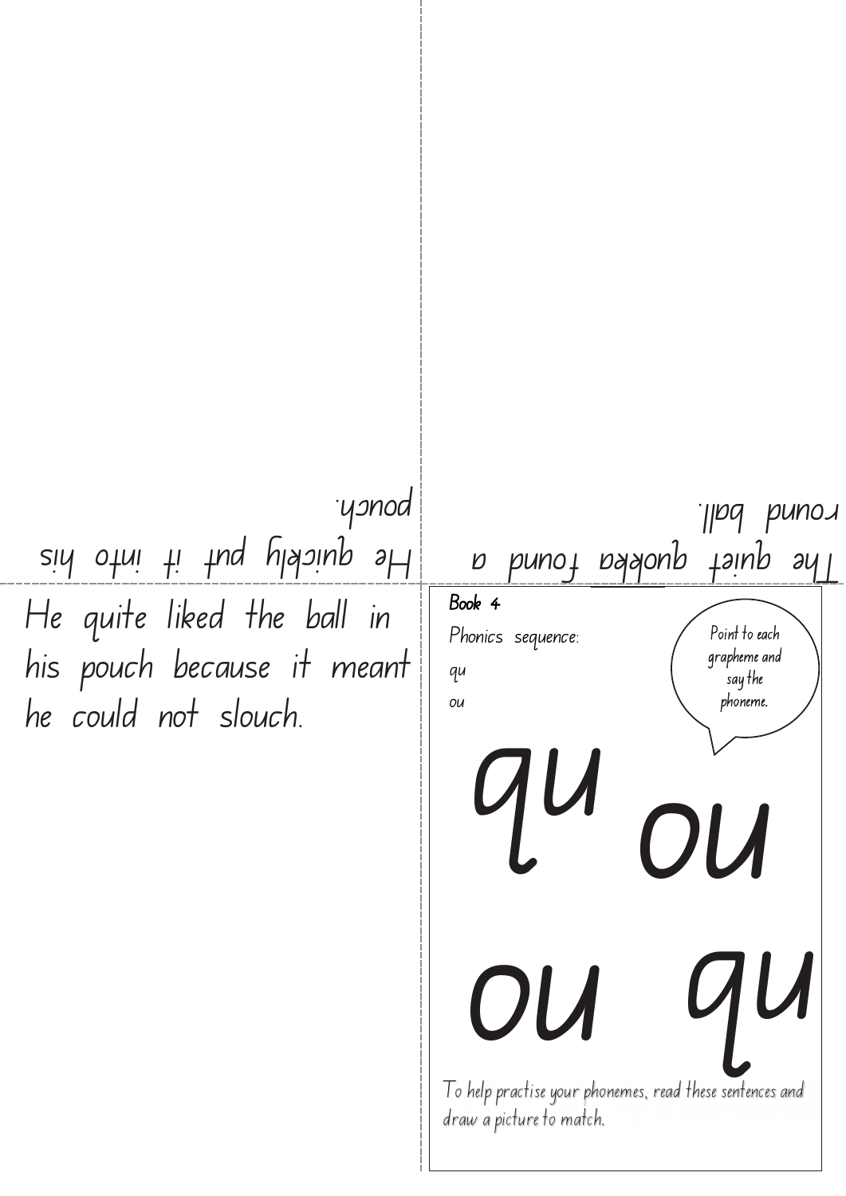He quickly put it into his pouch.

The quiet quokka found a round ball.

He quite liked the ball in his pouch because it meant he could not slouch.

Book 4

Phonics sequence:

qu

ou

Point to each grapheme and say the phoneme.

# qu ou

# ou qu

To help practise your phonemes, read these sentences and draw a picture to match.